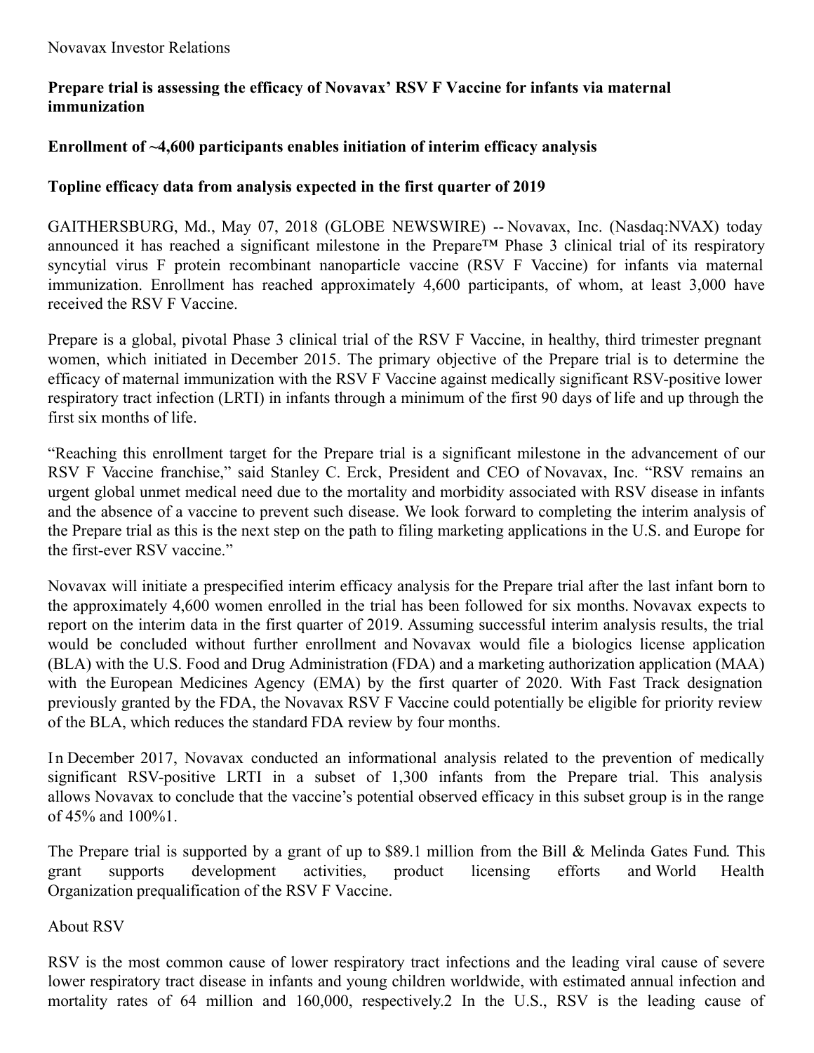Novavax Investor Relations

## Prepare trial is assessing the efficacy of Novavax' RSV F Vaccine for infants via maternal immunization

## Enrollment of ~4,600 participants enables initiation of interim efficacy analysis

## Topline efficacy data from analysis expected in the first quarter of 2019

GAITHERSBURG, Md., May 07, 2018 (GLOBE NEWSWIRE) -- Novavax, Inc. (Nasdaq:NVAX) today announced it has reached a significant milestone in the Prepare™ Phase 3 clinical trial of its respiratory syncytial virus F protein recombinant nanoparticle vaccine (RSV F Vaccine) for infants via maternal immunization. Enrollment has reached approximately 4,600 participants, of whom, at least 3,000 have received the RSV F Vaccine.

Prepare is a global, pivotal Phase 3 clinical trial of the RSV F Vaccine, in healthy, third trimester pregnant women, which initiated in December 2015. The primary objective of the Prepare trial is to determine the efficacy of maternal immunization with the RSV F Vaccine against medically significant RSV-positive lower respiratory tract infection (LRTI) in infants through a minimum of the first 90 days of life and up through the first six months of life.

"Reaching this enrollment target for the Prepare trial is a significant milestone in the advancement of our RSV F Vaccine franchise," said Stanley C. Erck, President and CEO of Novavax, Inc. "RSV remains an urgent global unmet medical need due to the mortality and morbidity associated with RSV disease in infants and the absence of a vaccine to prevent such disease. We look forward to completing the interim analysis of the Prepare trial as this is the next step on the path to filing marketing applications in the U.S. and Europe for the first-ever RSV vaccine."

Novavax will initiate a prespecified interim efficacy analysis for the Prepare trial after the last infant born to the approximately 4,600 women enrolled in the trial has been followed for six months. Novavax expects to report on the interim data in the first quarter of 2019. Assuming successful interim analysis results, the trial would be concluded without further enrollment and Novavax would file a biologics license application (BLA) with the U.S. Food and Drug Administration (FDA) and a marketing authorization application (MAA) with the European Medicines Agency (EMA) by the first quarter of 2020. With Fast Track designation previously granted by the FDA, the Novavax RSV F Vaccine could potentially be eligible for priority review of the BLA, which reduces the standard FDA review by four months.

In December 2017, Novavax conducted an informational analysis related to the prevention of medically significant RSV-positive LRTI in a subset of 1,300 infants from the Prepare trial. This analysis allows Novavax to conclude that the vaccine's potential observed efficacy in this subset group is in the range of 45% and 100%[1].

The Prepare trial is supported by a grant of up to $89.1 million from the Bill & Melinda Gates Fund. This grant supports development activities, product licensing efforts and World Health Organization prequalification of the RSV F Vaccine.

About RSV

RSV is the most common cause of lower respiratory tract infections and the leading viral cause of severe lower respiratory tract disease in infants and young children worldwide, with estimated annual infection and mortality rates of 64 million and 160,000, respectively.[2] In the U.S., RSV is the leading cause of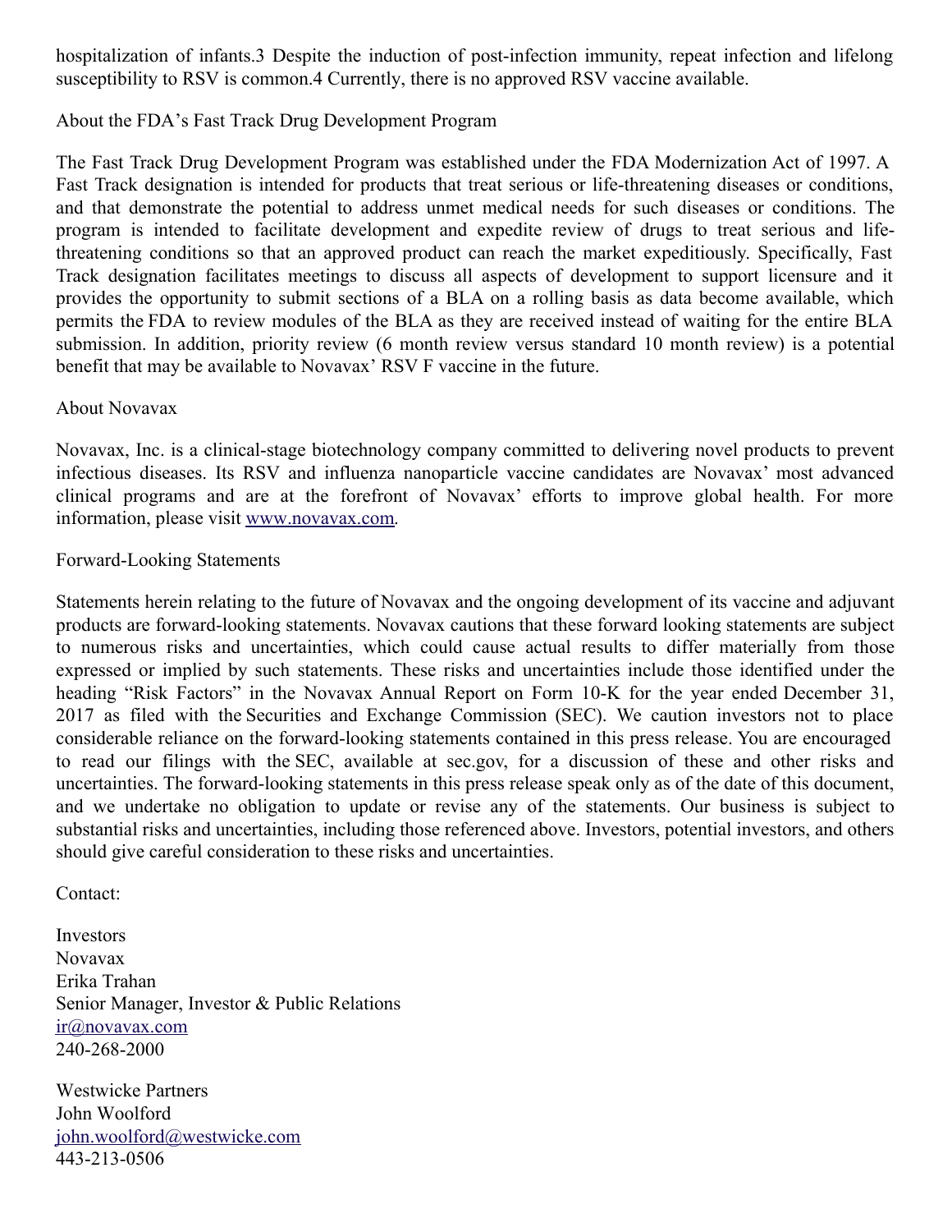hospitalization of infants.[3] Despite the induction of post-infection immunity, repeat infection and lifelong susceptibility to RSV is common.[4] Currently, there is no approved RSV vaccine available.

About the FDA's Fast Track Drug Development Program

The Fast Track Drug Development Program was established under the FDA Modernization Act of 1997. A Fast Track designation is intended for products that treat serious or life-threatening diseases or conditions, and that demonstrate the potential to address unmet medical needs for such diseases or conditions. The program is intended to facilitate development and expedite review of drugs to treat serious and life-threatening conditions so that an approved product can reach the market expeditiously. Specifically, Fast Track designation facilitates meetings to discuss all aspects of development to support licensure and it provides the opportunity to submit sections of a BLA on a rolling basis as data become available, which permits the FDA to review modules of the BLA as they are received instead of waiting for the entire BLA submission. In addition, priority review (6 month review versus standard 10 month review) is a potential benefit that may be available to Novavax' RSV F vaccine in the future.

About Novavax

Novavax, Inc. is a clinical-stage biotechnology company committed to delivering novel products to prevent infectious diseases. Its RSV and influenza nanoparticle vaccine candidates are Novavax' most advanced clinical programs and are at the forefront of Novavax' efforts to improve global health. For more information, please visit [www.novavax.com](www.novavax.com).

Forward-Looking Statements

Statements herein relating to the future of Novavax and the ongoing development of its vaccine and adjuvant products are forward-looking statements. Novavax cautions that these forward looking statements are subject to numerous risks and uncertainties, which could cause actual results to differ materially from those expressed or implied by such statements. These risks and uncertainties include those identified under the heading "Risk Factors" in the Novavax Annual Report on Form 10-K for the year ended December 31, 2017 as filed with the Securities and Exchange Commission (SEC). We caution investors not to place considerable reliance on the forward-looking statements contained in this press release. You are encouraged to read our filings with the SEC, available at sec.gov, for a discussion of these and other risks and uncertainties. The forward-looking statements in this press release speak only as of the date of this document, and we undertake no obligation to update or revise any of the statements. Our business is subject to substantial risks and uncertainties, including those referenced above. Investors, potential investors, and others should give careful consideration to these risks and uncertainties.

Contact:

Investors  
Novavax  
Erika Trahan  
Senior Manager, Investor & Public Relations  
[ir@novavax.com](mailto:ir@novavax.com)  
240-268-2000

Westwicke Partners  
John Woolford  
[john.woolford@westwicke.com](mailto:john.woolford@westwicke.com)  
443-213-0506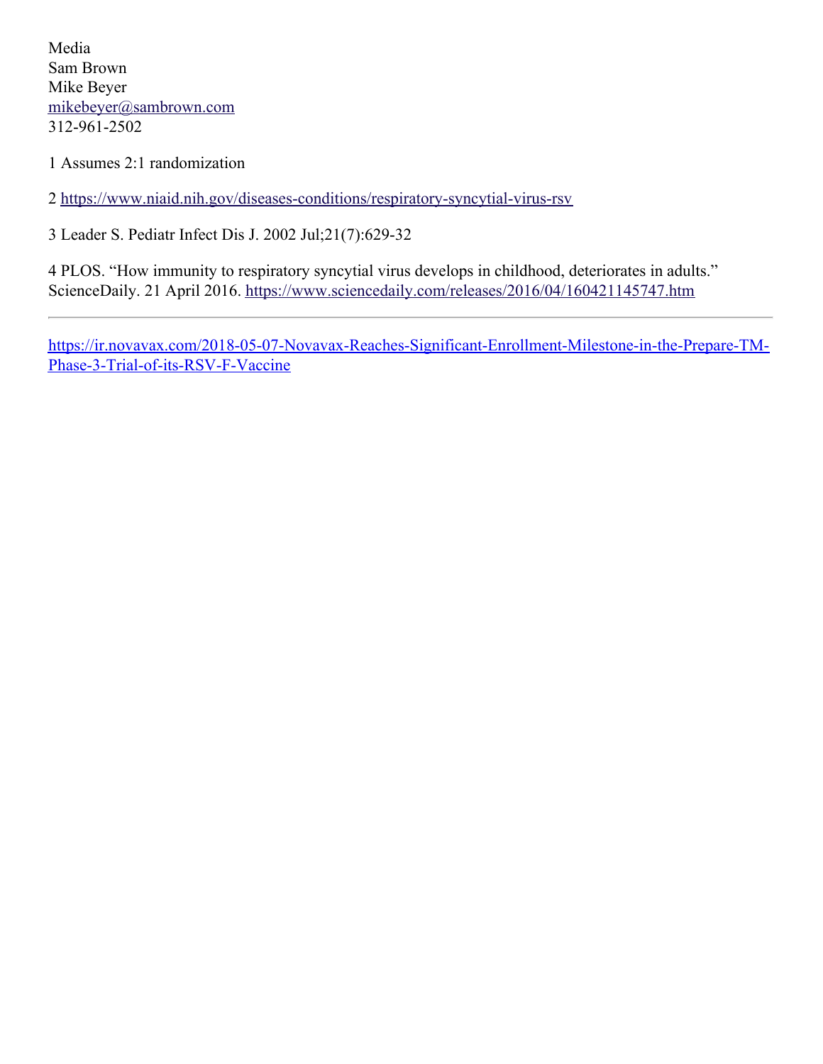Media
Sam Brown
Mike Beyer
mikebeyer@sambrown.com
312-961-2502

1 Assumes 2:1 randomization

2 https://www.niaid.nih.gov/diseases-conditions/respiratory-syncytial-virus-rsv

3 Leader S. Pediatr Infect Dis J. 2002 Jul;21(7):629-32

4 PLOS. "How immunity to respiratory syncytial virus develops in childhood, deteriorates in adults." ScienceDaily. 21 April 2016. https://www.sciencedaily.com/releases/2016/04/160421145747.htm

---

https://ir.novavax.com/2018-05-07-Novavax-Reaches-Significant-Enrollment-Milestone-in-the-Prepare-TM-Phase-3-Trial-of-its-RSV-F-Vaccine